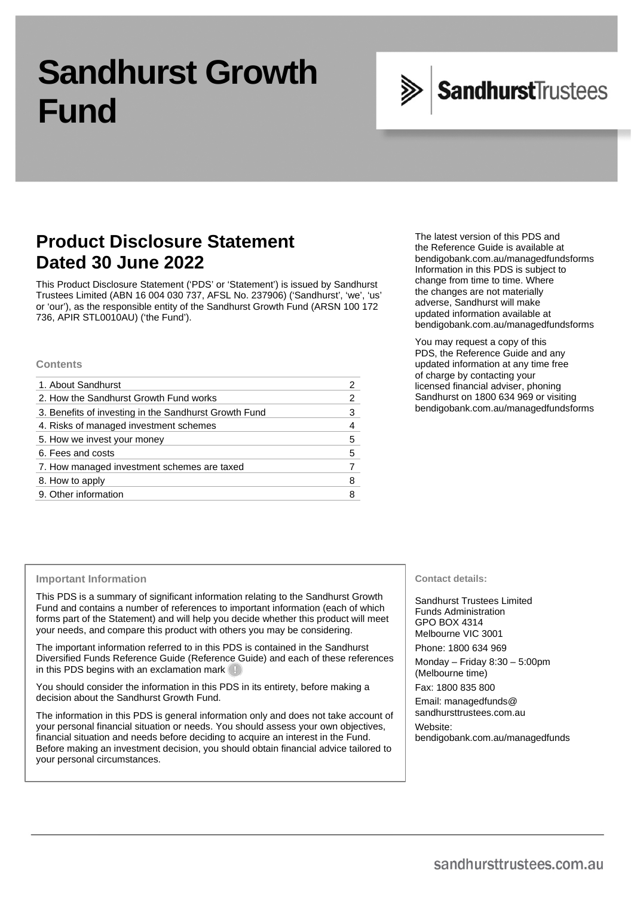# Sandhurst Growth Fund

SandhurstTrustees

## Product Disclosure Statement Dated 30 June 2022

This Product Disclosure Statement ('PDS' or 'Statement') is issued by Sandhurst Trustees Limited (ABN 16 004 030 737, AFSL No. 237906) ('Sandhurst', 'we', 'us' or 'our'), as the responsible entity of the Sandhurst Growth Fund (ARSN 100 172 736, APIR STL0010AU) ('the Fund').

The latest version of this PDS and the Reference Guide is available at bendigobank.com.au/managedfundsforms Information in this PDS is subject to change from time to time. Where the changes are not materially adverse, Sandhurst will make updated information available at bendigobank.com.au/managedfundsforms

You may request a copy of this PDS, the Reference Guide and any updated information at any time free of charge by contacting your licensed financial adviser, phoning Sandhurst on 1800 634 969 or visiting bendigobank.com.au/managedfundsforms

### Contents

| | |
|---|---|
| 1. About Sandhurst | 2 |
| 2. How the Sandhurst Growth Fund works | 2 |
| 3. Benefits of investing in the Sandhurst Growth Fund | 3 |
| 4. Risks of managed investment schemes | 4 |
| 5. How we invest your money | 5 |
| 6. Fees and costs | 5 |
| 7. How managed investment schemes are taxed | 7 |
| 8. How to apply | 8 |
| 9. Other information | 8 |

### Important Information

This PDS is a summary of significant information relating to the Sandhurst Growth Fund and contains a number of references to important information (each of which forms part of the Statement) and will help you decide whether this product will meet your needs, and compare this product with others you may be considering.

The important information referred to in this PDS is contained in the Sandhurst Diversified Funds Reference Guide (Reference Guide) and each of these references in this PDS begins with an exclamation mark (!)

You should consider the information in this PDS in its entirety, before making a decision about the Sandhurst Growth Fund.

The information in this PDS is general information only and does not take account of your personal financial situation or needs. You should assess your own objectives, financial situation and needs before deciding to acquire an interest in the Fund. Before making an investment decision, you should obtain financial advice tailored to your personal circumstances.

### Contact details:

Sandhurst Trustees Limited
Funds Administration
GPO BOX 4314
Melbourne VIC 3001

Phone: 1800 634 969

Monday – Friday 8:30 – 5:00pm (Melbourne time)

Fax: 1800 835 800

Email: managedfunds@sandhursttrustees.com.au

Website: bendigobank.com.au/managedfunds

sandhursttrustees.com.au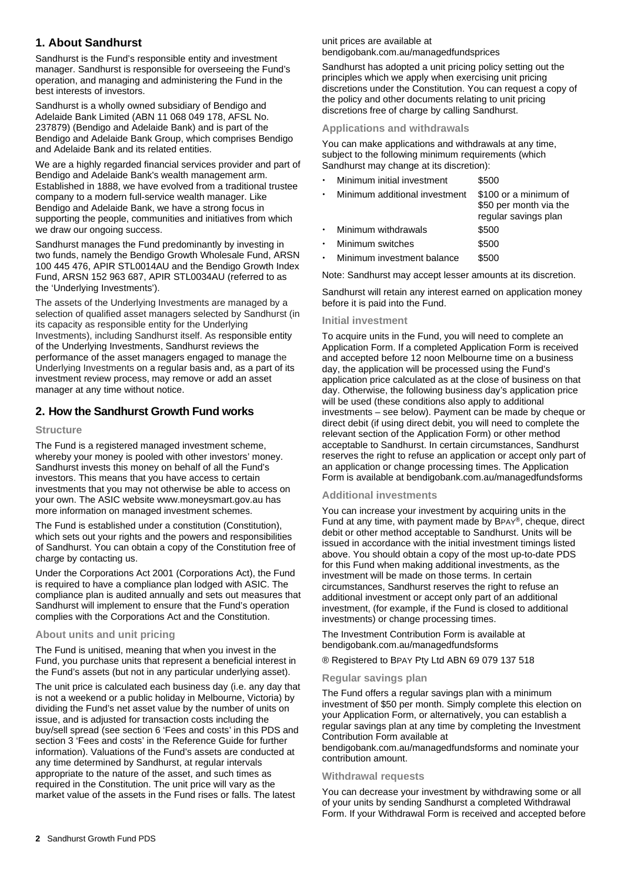## 1. About Sandhurst

Sandhurst is the Fund's responsible entity and investment manager. Sandhurst is responsible for overseeing the Fund's operation, and managing and administering the Fund in the best interests of investors.

Sandhurst is a wholly owned subsidiary of Bendigo and Adelaide Bank Limited (ABN 11 068 049 178, AFSL No. 237879) (Bendigo and Adelaide Bank) and is part of the Bendigo and Adelaide Bank Group, which comprises Bendigo and Adelaide Bank and its related entities.

We are a highly regarded financial services provider and part of Bendigo and Adelaide Bank's wealth management arm. Established in 1888, we have evolved from a traditional trustee company to a modern full-service wealth manager. Like Bendigo and Adelaide Bank, we have a strong focus in supporting the people, communities and initiatives from which we draw our ongoing success.

Sandhurst manages the Fund predominantly by investing in two funds, namely the Bendigo Growth Wholesale Fund, ARSN 100 445 476, APIR STL0014AU and the Bendigo Growth Index Fund, ARSN 152 963 687, APIR STL0034AU (referred to as the 'Underlying Investments').

The assets of the Underlying Investments are managed by a selection of qualified asset managers selected by Sandhurst (in its capacity as responsible entity for the Underlying Investments), including Sandhurst itself. As responsible entity of the Underlying Investments, Sandhurst reviews the performance of the asset managers engaged to manage the Underlying Investments on a regular basis and, as a part of its investment review process, may remove or add an asset manager at any time without notice.

## 2. How the Sandhurst Growth Fund works

### Structure

The Fund is a registered managed investment scheme, whereby your money is pooled with other investors' money. Sandhurst invests this money on behalf of all the Fund's investors. This means that you have access to certain investments that you may not otherwise be able to access on your own. The ASIC website www.moneysmart.gov.au has more information on managed investment schemes.

The Fund is established under a constitution (Constitution), which sets out your rights and the powers and responsibilities of Sandhurst. You can obtain a copy of the Constitution free of charge by contacting us.

Under the Corporations Act 2001 (Corporations Act), the Fund is required to have a compliance plan lodged with ASIC. The compliance plan is audited annually and sets out measures that Sandhurst will implement to ensure that the Fund's operation complies with the Corporations Act and the Constitution.

### About units and unit pricing

The Fund is unitised, meaning that when you invest in the Fund, you purchase units that represent a beneficial interest in the Fund's assets (but not in any particular underlying asset).

The unit price is calculated each business day (i.e. any day that is not a weekend or a public holiday in Melbourne, Victoria) by dividing the Fund's net asset value by the number of units on issue, and is adjusted for transaction costs including the buy/sell spread (see section 6 'Fees and costs' in this PDS and section 3 'Fees and costs' in the Reference Guide for further information). Valuations of the Fund's assets are conducted at any time determined by Sandhurst, at regular intervals appropriate to the nature of the asset, and such times as required in the Constitution. The unit price will vary as the market value of the assets in the Fund rises or falls. The latest unit prices are available at bendigobank.com.au/managedfundsprices

Sandhurst has adopted a unit pricing policy setting out the principles which we apply when exercising unit pricing discretions under the Constitution. You can request a copy of the policy and other documents relating to unit pricing discretions free of charge by calling Sandhurst.

### Applications and withdrawals

You can make applications and withdrawals at any time, subject to the following minimum requirements (which Sandhurst may change at its discretion):

- Minimum initial investment — $500
- Minimum additional investment — $100 or a minimum of $50 per month via the regular savings plan
- Minimum withdrawals — $500
- Minimum switches — $500
- Minimum investment balance — $500

Note: Sandhurst may accept lesser amounts at its discretion.

Sandhurst will retain any interest earned on application money before it is paid into the Fund.

### Initial investment

To acquire units in the Fund, you will need to complete an Application Form. If a completed Application Form is received and accepted before 12 noon Melbourne time on a business day, the application will be processed using the Fund's application price calculated as at the close of business on that day. Otherwise, the following business day's application price will be used (these conditions also apply to additional investments – see below). Payment can be made by cheque or direct debit (if using direct debit, you will need to complete the relevant section of the Application Form) or other method acceptable to Sandhurst. In certain circumstances, Sandhurst reserves the right to refuse an application or accept only part of an application or change processing times. The Application Form is available at bendigobank.com.au/managedfundsforms

### Additional investments

You can increase your investment by acquiring units in the Fund at any time, with payment made by BPAY®, cheque, direct debit or other method acceptable to Sandhurst. Units will be issued in accordance with the initial investment timings listed above. You should obtain a copy of the most up-to-date PDS for this Fund when making additional investments, as the investment will be made on those terms. In certain circumstances, Sandhurst reserves the right to refuse an additional investment or accept only part of an additional investment, (for example, if the Fund is closed to additional investments) or change processing times.

The Investment Contribution Form is available at bendigobank.com.au/managedfundsforms

® Registered to BPAY Pty Ltd ABN 69 079 137 518

### Regular savings plan

The Fund offers a regular savings plan with a minimum investment of $50 per month. Simply complete this election on your Application Form, or alternatively, you can establish a regular savings plan at any time by completing the Investment Contribution Form available at bendigobank.com.au/managedfundsforms and nominate your contribution amount.

### Withdrawal requests

You can decrease your investment by withdrawing some or all of your units by sending Sandhurst a completed Withdrawal Form. If your Withdrawal Form is received and accepted before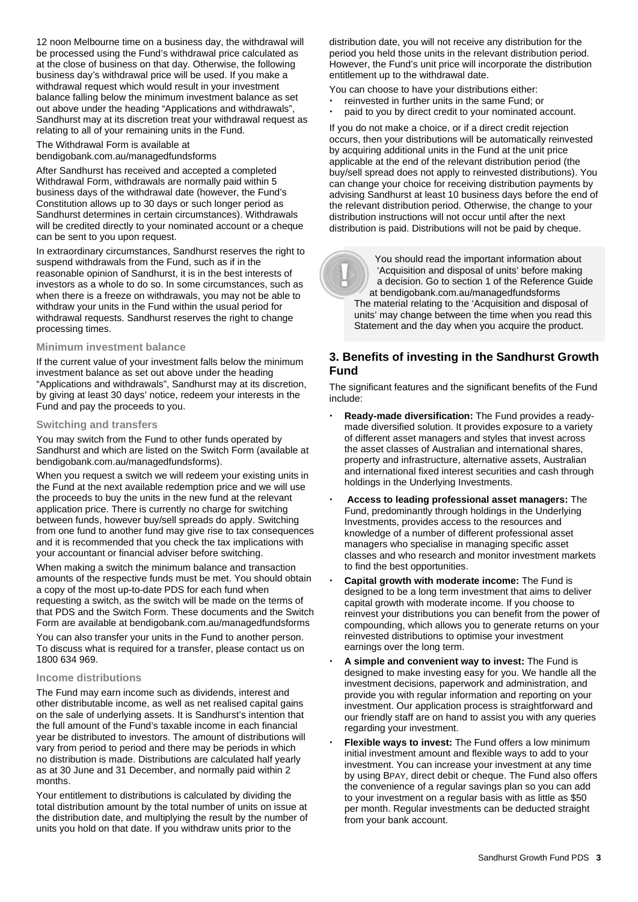12 noon Melbourne time on a business day, the withdrawal will be processed using the Fund's withdrawal price calculated as at the close of business on that day. Otherwise, the following business day's withdrawal price will be used. If you make a withdrawal request which would result in your investment balance falling below the minimum investment balance as set out above under the heading "Applications and withdrawals", Sandhurst may at its discretion treat your withdrawal request as relating to all of your remaining units in the Fund.

The Withdrawal Form is available at bendigobank.com.au/managedfundsforms

After Sandhurst has received and accepted a completed Withdrawal Form, withdrawals are normally paid within 5 business days of the withdrawal date (however, the Fund's Constitution allows up to 30 days or such longer period as Sandhurst determines in certain circumstances). Withdrawals will be credited directly to your nominated account or a cheque can be sent to you upon request.

In extraordinary circumstances, Sandhurst reserves the right to suspend withdrawals from the Fund, such as if in the reasonable opinion of Sandhurst, it is in the best interests of investors as a whole to do so. In some circumstances, such as when there is a freeze on withdrawals, you may not be able to withdraw your units in the Fund within the usual period for withdrawal requests. Sandhurst reserves the right to change processing times.

### Minimum investment balance

If the current value of your investment falls below the minimum investment balance as set out above under the heading "Applications and withdrawals", Sandhurst may at its discretion, by giving at least 30 days' notice, redeem your interests in the Fund and pay the proceeds to you.

### Switching and transfers

You may switch from the Fund to other funds operated by Sandhurst and which are listed on the Switch Form (available at bendigobank.com.au/managedfundsforms).

When you request a switch we will redeem your existing units in the Fund at the next available redemption price and we will use the proceeds to buy the units in the new fund at the relevant application price. There is currently no charge for switching between funds, however buy/sell spreads do apply. Switching from one fund to another fund may give rise to tax consequences and it is recommended that you check the tax implications with your accountant or financial adviser before switching.

When making a switch the minimum balance and transaction amounts of the respective funds must be met. You should obtain a copy of the most up-to-date PDS for each fund when requesting a switch, as the switch will be made on the terms of that PDS and the Switch Form. These documents and the Switch Form are available at bendigobank.com.au/managedfundsforms

You can also transfer your units in the Fund to another person. To discuss what is required for a transfer, please contact us on 1800 634 969.

### Income distributions

The Fund may earn income such as dividends, interest and other distributable income, as well as net realised capital gains on the sale of underlying assets. It is Sandhurst's intention that the full amount of the Fund's taxable income in each financial year be distributed to investors. The amount of distributions will vary from period to period and there may be periods in which no distribution is made. Distributions are calculated half yearly as at 30 June and 31 December, and normally paid within 2 months.

Your entitlement to distributions is calculated by dividing the total distribution amount by the total number of units on issue at the distribution date, and multiplying the result by the number of units you hold on that date. If you withdraw units prior to the distribution date, you will not receive any distribution for the period you held those units in the relevant distribution period. However, the Fund's unit price will incorporate the distribution entitlement up to the withdrawal date.

You can choose to have your distributions either:

- reinvested in further units in the same Fund; or
- paid to you by direct credit to your nominated account.

If you do not make a choice, or if a direct credit rejection occurs, then your distributions will be automatically reinvested by acquiring additional units in the Fund at the unit price applicable at the end of the relevant distribution period (the buy/sell spread does not apply to reinvested distributions). You can change your choice for receiving distribution payments by advising Sandhurst at least 10 business days before the end of the relevant distribution period. Otherwise, the change to your distribution instructions will not occur until after the next distribution is paid. Distributions will not be paid by cheque.

> You should read the important information about 'Acquisition and disposal of units' before making a decision. Go to section 1 of the Reference Guide at bendigobank.com.au/managedfundsforms
> The material relating to the 'Acquisition and disposal of units' may change between the time when you read this Statement and the day when you acquire the product.

## 3. Benefits of investing in the Sandhurst Growth Fund

The significant features and the significant benefits of the Fund include:

- **Ready-made diversification:** The Fund provides a ready-made diversified solution. It provides exposure to a variety of different asset managers and styles that invest across the asset classes of Australian and international shares, property and infrastructure, alternative assets, Australian and international fixed interest securities and cash through holdings in the Underlying Investments.
- **Access to leading professional asset managers:** The Fund, predominantly through holdings in the Underlying Investments, provides access to the resources and knowledge of a number of different professional asset managers who specialise in managing specific asset classes and who research and monitor investment markets to find the best opportunities.
- **Capital growth with moderate income:** The Fund is designed to be a long term investment that aims to deliver capital growth with moderate income. If you choose to reinvest your distributions you can benefit from the power of compounding, which allows you to generate returns on your reinvested distributions to optimise your investment earnings over the long term.
- **A simple and convenient way to invest:** The Fund is designed to make investing easy for you. We handle all the investment decisions, paperwork and administration, and provide you with regular information and reporting on your investment. Our application process is straightforward and our friendly staff are on hand to assist you with any queries regarding your investment.
- **Flexible ways to invest:** The Fund offers a low minimum initial investment amount and flexible ways to add to your investment. You can increase your investment at any time by using BPAY, direct debit or cheque. The Fund also offers the convenience of a regular savings plan so you can add to your investment on a regular basis with as little as $50 per month. Regular investments can be deducted straight from your bank account.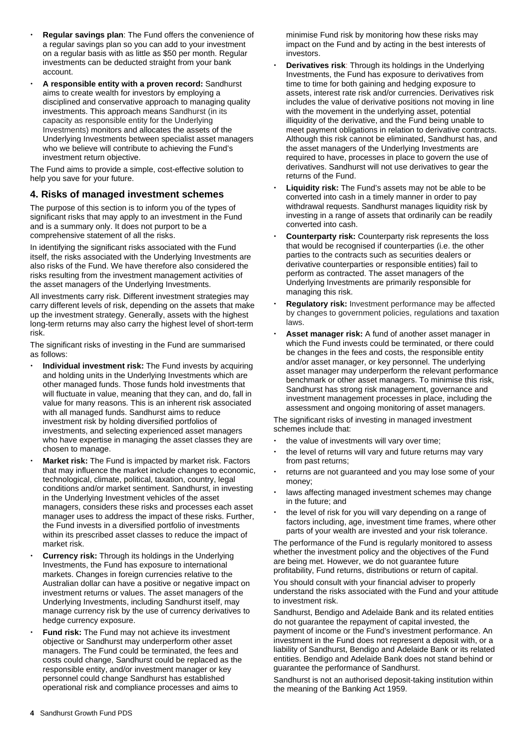- **Regular savings plan**: The Fund offers the convenience of a regular savings plan so you can add to your investment on a regular basis with as little as $50 per month. Regular investments can be deducted straight from your bank account.
- **A responsible entity with a proven record:** Sandhurst aims to create wealth for investors by employing a disciplined and conservative approach to managing quality investments. This approach means Sandhurst (in its capacity as responsible entity for the Underlying Investments) monitors and allocates the assets of the Underlying Investments between specialist asset managers who we believe will contribute to achieving the Fund's investment return objective.

The Fund aims to provide a simple, cost-effective solution to help you save for your future.

## 4. Risks of managed investment schemes

The purpose of this section is to inform you of the types of significant risks that may apply to an investment in the Fund and is a summary only. It does not purport to be a comprehensive statement of all the risks.

In identifying the significant risks associated with the Fund itself, the risks associated with the Underlying Investments are also risks of the Fund. We have therefore also considered the risks resulting from the investment management activities of the asset managers of the Underlying Investments.

All investments carry risk. Different investment strategies may carry different levels of risk, depending on the assets that make up the investment strategy. Generally, assets with the highest long-term returns may also carry the highest level of short-term risk.

The significant risks of investing in the Fund are summarised as follows:

- **Individual investment risk:** The Fund invests by acquiring and holding units in the Underlying Investments which are other managed funds. Those funds hold investments that will fluctuate in value, meaning that they can, and do, fall in value for many reasons. This is an inherent risk associated with all managed funds. Sandhurst aims to reduce investment risk by holding diversified portfolios of investments, and selecting experienced asset managers who have expertise in managing the asset classes they are chosen to manage.
- **Market risk:** The Fund is impacted by market risk. Factors that may influence the market include changes to economic, technological, climate, political, taxation, country, legal conditions and/or market sentiment. Sandhurst, in investing in the Underlying Investment vehicles of the asset managers, considers these risks and processes each asset manager uses to address the impact of these risks. Further, the Fund invests in a diversified portfolio of investments within its prescribed asset classes to reduce the impact of market risk.
- **Currency risk:** Through its holdings in the Underlying Investments, the Fund has exposure to international markets. Changes in foreign currencies relative to the Australian dollar can have a positive or negative impact on investment returns or values. The asset managers of the Underlying Investments, including Sandhurst itself, may manage currency risk by the use of currency derivatives to hedge currency exposure.
- **Fund risk:** The Fund may not achieve its investment objective or Sandhurst may underperform other asset managers. The Fund could be terminated, the fees and costs could change, Sandhurst could be replaced as the responsible entity, and/or investment manager or key personnel could change Sandhurst has established operational risk and compliance processes and aims to minimise Fund risk by monitoring how these risks may impact on the Fund and by acting in the best interests of investors.
- **Derivatives risk**: Through its holdings in the Underlying Investments, the Fund has exposure to derivatives from time to time for both gaining and hedging exposure to assets, interest rate risk and/or currencies. Derivatives risk includes the value of derivative positions not moving in line with the movement in the underlying asset, potential illiquidity of the derivative, and the Fund being unable to meet payment obligations in relation to derivative contracts. Although this risk cannot be eliminated, Sandhurst has, and the asset managers of the Underlying Investments are required to have, processes in place to govern the use of derivatives. Sandhurst will not use derivatives to gear the returns of the Fund.
- **Liquidity risk:** The Fund's assets may not be able to be converted into cash in a timely manner in order to pay withdrawal requests. Sandhurst manages liquidity risk by investing in a range of assets that ordinarily can be readily converted into cash.
- **Counterparty risk:** Counterparty risk represents the loss that would be recognised if counterparties (i.e. the other parties to the contracts such as securities dealers or derivative counterparties or responsible entities) fail to perform as contracted. The asset managers of the Underlying Investments are primarily responsible for managing this risk.
- **Regulatory risk:** Investment performance may be affected by changes to government policies, regulations and taxation laws.
- **Asset manager risk:** A fund of another asset manager in which the Fund invests could be terminated, or there could be changes in the fees and costs, the responsible entity and/or asset manager, or key personnel. The underlying asset manager may underperform the relevant performance benchmark or other asset managers. To minimise this risk, Sandhurst has strong risk management, governance and investment management processes in place, including the assessment and ongoing monitoring of asset managers.

The significant risks of investing in managed investment schemes include that:

- the value of investments will vary over time;
- the level of returns will vary and future returns may vary from past returns;
- returns are not guaranteed and you may lose some of your money;
- laws affecting managed investment schemes may change in the future; and
- the level of risk for you will vary depending on a range of factors including, age, investment time frames, where other parts of your wealth are invested and your risk tolerance.

The performance of the Fund is regularly monitored to assess whether the investment policy and the objectives of the Fund are being met. However, we do not guarantee future profitability, Fund returns, distributions or return of capital.

You should consult with your financial adviser to properly understand the risks associated with the Fund and your attitude to investment risk.

Sandhurst, Bendigo and Adelaide Bank and its related entities do not guarantee the repayment of capital invested, the payment of income or the Fund's investment performance. An investment in the Fund does not represent a deposit with, or a liability of Sandhurst, Bendigo and Adelaide Bank or its related entities. Bendigo and Adelaide Bank does not stand behind or guarantee the performance of Sandhurst.

Sandhurst is not an authorised deposit-taking institution within the meaning of the Banking Act 1959.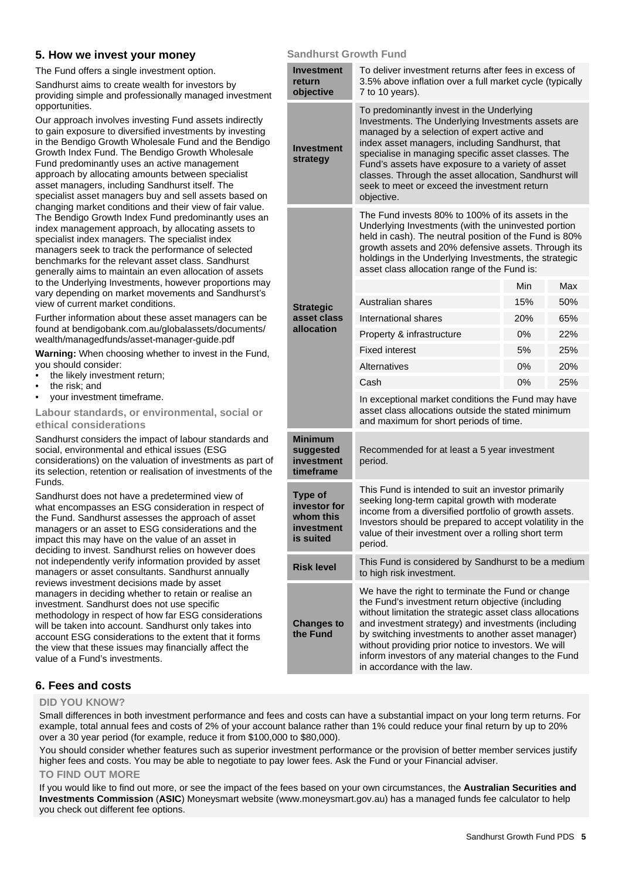## 5. How we invest your money

The Fund offers a single investment option.

Sandhurst aims to create wealth for investors by providing simple and professionally managed investment opportunities.

Our approach involves investing Fund assets indirectly to gain exposure to diversified investments by investing in the Bendigo Growth Wholesale Fund and the Bendigo Growth Index Fund. The Bendigo Growth Wholesale Fund predominantly uses an active management approach by allocating amounts between specialist asset managers, including Sandhurst itself. The specialist asset managers buy and sell assets based on changing market conditions and their view of fair value. The Bendigo Growth Index Fund predominantly uses an index management approach, by allocating assets to specialist index managers. The specialist index managers seek to track the performance of selected benchmarks for the relevant asset class. Sandhurst generally aims to maintain an even allocation of assets to the Underlying Investments, however proportions may vary depending on market movements and Sandhurst's view of current market conditions.

Further information about these asset managers can be found at bendigobank.com.au/globalassets/documents/wealth/managedfunds/asset-manager-guide.pdf

**Warning:** When choosing whether to invest in the Fund, you should consider:

- the likely investment return;
- the risk; and
- your investment timeframe.

### Labour standards, or environmental, social or ethical considerations

Sandhurst considers the impact of labour standards and social, environmental and ethical issues (ESG considerations) on the valuation of investments as part of its selection, retention or realisation of investments of the Funds.

Sandhurst does not have a predetermined view of what encompasses an ESG consideration in respect of the Fund. Sandhurst assesses the approach of asset managers or an asset to ESG considerations and the impact this may have on the value of an asset in deciding to invest. Sandhurst relies on however does not independently verify information provided by asset managers or asset consultants. Sandhurst annually reviews investment decisions made by asset managers in deciding whether to retain or realise an investment. Sandhurst does not use specific methodology in respect of how far ESG considerations will be taken into account. Sandhurst only takes into account ESG considerations to the extent that it forms the view that these issues may financially affect the value of a Fund's investments.

### Sandhurst Growth Fund

| | |
|---|---|
| **Investment return objective** | To deliver investment returns after fees in excess of 3.5% above inflation over a full market cycle (typically 7 to 10 years). |
| **Investment strategy** | To predominantly invest in the Underlying Investments. The Underlying Investments assets are managed by a selection of expert active and index asset managers, including Sandhurst, that specialise in managing specific asset classes. The Fund's assets have exposure to a variety of asset classes. Through the asset allocation, Sandhurst will seek to meet or exceed the investment return objective. |
| **Strategic asset class allocation** | The Fund invests 80% to 100% of its assets in the Underlying Investments (with the uninvested portion held in cash). The neutral position of the Fund is 80% growth assets and 20% defensive assets. Through its holdings in the Underlying Investments, the strategic asset class allocation range of the Fund is: |
| **Minimum suggested investment timeframe** | Recommended for at least a 5 year investment period. |
| **Type of investor for whom this investment is suited** | This Fund is intended to suit an investor primarily seeking long-term capital growth with moderate income from a diversified portfolio of growth assets. Investors should be prepared to accept volatility in the value of their investment over a rolling short term period. |
| **Risk level** | This Fund is considered by Sandhurst to be a medium to high risk investment. |
| **Changes to the Fund** | We have the right to terminate the Fund or change the Fund's investment return objective (including without limitation the strategic asset class allocations and investment strategy) and investments (including by switching investments to another asset manager) without providing prior notice to investors. We will inform investors of any material changes to the Fund in accordance with the law. |

Strategic asset class allocation range:

| | Min | Max |
|---|---|---|
| Australian shares | 15% | 50% |
| International shares | 20% | 65% |
| Property & infrastructure | 0% | 22% |
| Fixed interest | 5% | 25% |
| Alternatives | 0% | 20% |
| Cash | 0% | 25% |

In exceptional market conditions the Fund may have asset class allocations outside the stated minimum and maximum for short periods of time.

## 6. Fees and costs

**DID YOU KNOW?**

Small differences in both investment performance and fees and costs can have a substantial impact on your long term returns. For example, total annual fees and costs of 2% of your account balance rather than 1% could reduce your final return by up to 20% over a 30 year period (for example, reduce it from $100,000 to $80,000).

You should consider whether features such as superior investment performance or the provision of better member services justify higher fees and costs. You may be able to negotiate to pay lower fees. Ask the Fund or your Financial adviser.

**TO FIND OUT MORE**

If you would like to find out more, or see the impact of the fees based on your own circumstances, the **Australian Securities and Investments Commission** (**ASIC**) Moneysmart website (www.moneysmart.gov.au) has a managed funds fee calculator to help you check out different fee options.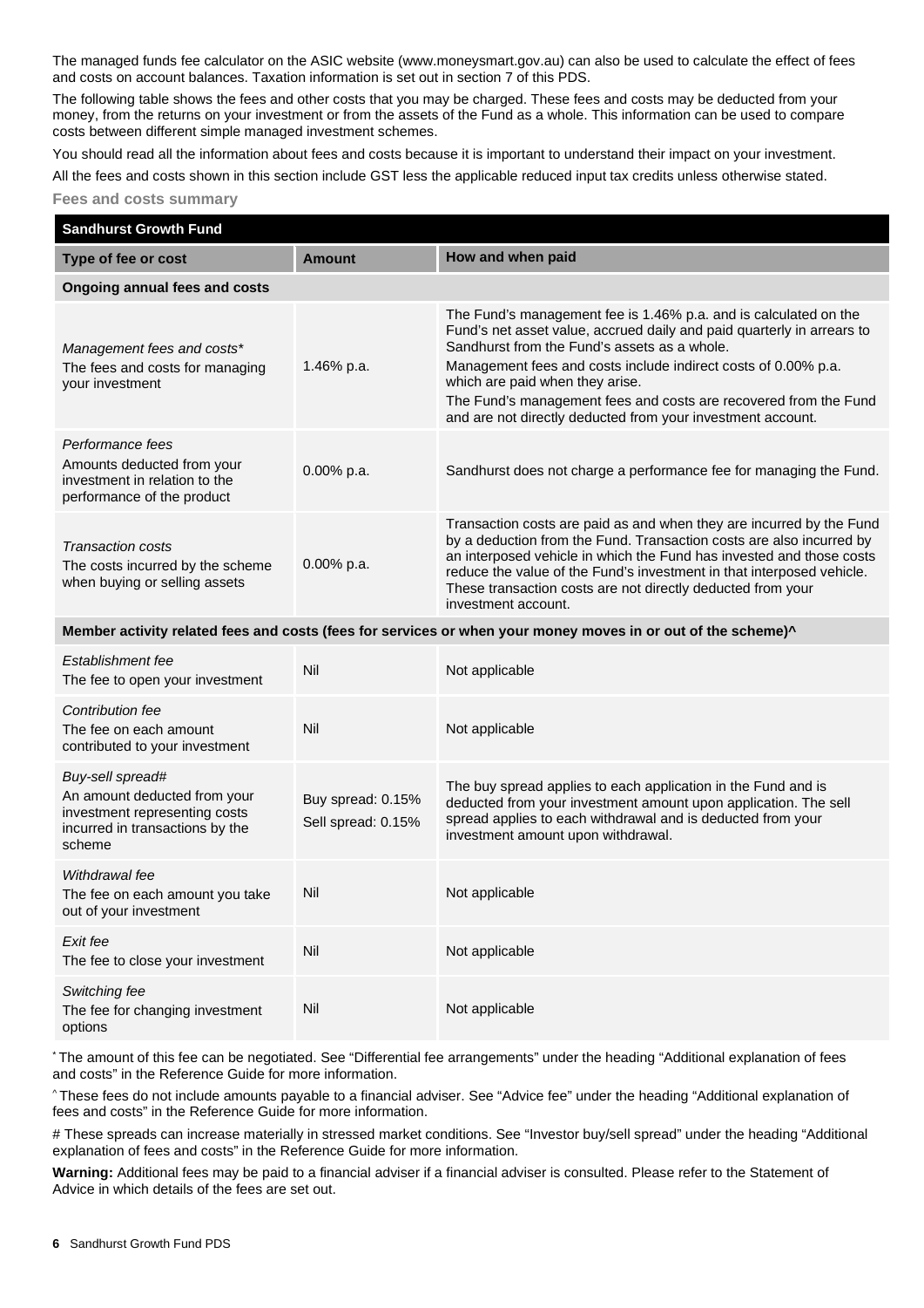The managed funds fee calculator on the ASIC website (www.moneysmart.gov.au) can also be used to calculate the effect of fees and costs on account balances. Taxation information is set out in section 7 of this PDS.

The following table shows the fees and other costs that you may be charged. These fees and costs may be deducted from your money, from the returns on your investment or from the assets of the Fund as a whole. This information can be used to compare costs between different simple managed investment schemes.

You should read all the information about fees and costs because it is important to understand their impact on your investment.

All the fees and costs shown in this section include GST less the applicable reduced input tax credits unless otherwise stated.

### Fees and costs summary

| Sandhurst Growth Fund | | |
|---|---|---|
| **Type of fee or cost** | **Amount** | **How and when paid** |
| **Ongoing annual fees and costs** | | |
| *Management fees and costs** <br> The fees and costs for managing your investment | 1.46% p.a. | The Fund's management fee is 1.46% p.a. and is calculated on the Fund's net asset value, accrued daily and paid quarterly in arrears to Sandhurst from the Fund's assets as a whole. <br> Management fees and costs include indirect costs of 0.00% p.a. which are paid when they arise. <br> The Fund's management fees and costs are recovered from the Fund and are not directly deducted from your investment account. |
| *Performance fees* <br> Amounts deducted from your investment in relation to the performance of the product | 0.00% p.a. | Sandhurst does not charge a performance fee for managing the Fund. |
| *Transaction costs* <br> The costs incurred by the scheme when buying or selling assets | 0.00% p.a. | Transaction costs are paid as and when they are incurred by the Fund by a deduction from the Fund. Transaction costs are also incurred by an interposed vehicle in which the Fund has invested and those costs reduce the value of the Fund's investment in that interposed vehicle. These transaction costs are not directly deducted from your investment account. |
| **Member activity related fees and costs (fees for services or when your money moves in or out of the scheme)^** | | |
| *Establishment fee* <br> The fee to open your investment | Nil | Not applicable |
| *Contribution fee* <br> The fee on each amount contributed to your investment | Nil | Not applicable |
| *Buy-sell spread#* <br> An amount deducted from your investment representing costs incurred in transactions by the scheme | Buy spread: 0.15% <br> Sell spread: 0.15% | The buy spread applies to each application in the Fund and is deducted from your investment amount upon application. The sell spread applies to each withdrawal and is deducted from your investment amount upon withdrawal. |
| *Withdrawal fee* <br> The fee on each amount you take out of your investment | Nil | Not applicable |
| *Exit fee* <br> The fee to close your investment | Nil | Not applicable |
| *Switching fee* <br> The fee for changing investment options | Nil | Not applicable |

* The amount of this fee can be negotiated. See "Differential fee arrangements" under the heading "Additional explanation of fees and costs" in the Reference Guide for more information.

^ These fees do not include amounts payable to a financial adviser. See "Advice fee" under the heading "Additional explanation of fees and costs" in the Reference Guide for more information.

# These spreads can increase materially in stressed market conditions. See "Investor buy/sell spread" under the heading "Additional explanation of fees and costs" in the Reference Guide for more information.

**Warning:** Additional fees may be paid to a financial adviser if a financial adviser is consulted. Please refer to the Statement of Advice in which details of the fees are set out.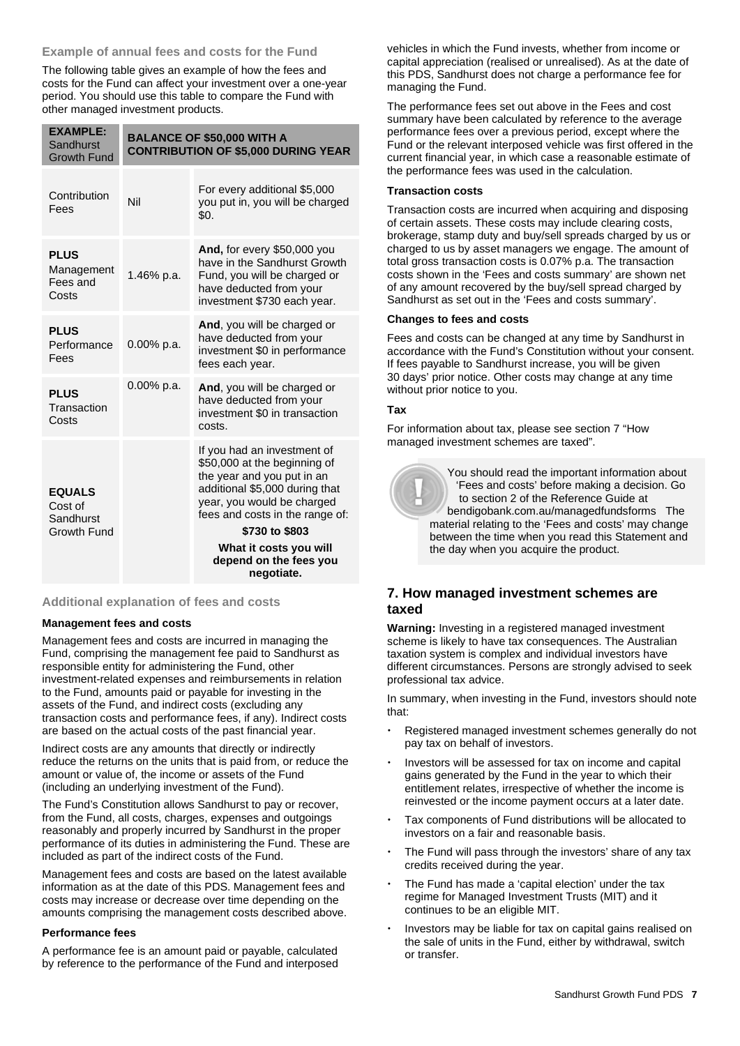### Example of annual fees and costs for the Fund

The following table gives an example of how the fees and costs for the Fund can affect your investment over a one-year period. You should use this table to compare the Fund with other managed investment products.

| **EXAMPLE:** Sandhurst Growth Fund | **BALANCE OF $50,000 WITH A CONTRIBUTION OF $5,000 DURING YEAR** | |
|---|---|---|
| Contribution Fees | Nil | For every additional $5,000 you put in, you will be charged $0. |
| **PLUS** Management Fees and Costs | 1.46% p.a. | **And,** for every $50,000 you have in the Sandhurst Growth Fund, you will be charged or have deducted from your investment $730 each year. |
| **PLUS** Performance Fees | 0.00% p.a. | **And**, you will be charged or have deducted from your investment $0 in performance fees each year. |
| **PLUS** Transaction Costs | 0.00% p.a. | **And**, you will be charged or have deducted from your investment $0 in transaction costs. |
| **EQUALS** Cost of Sandhurst Growth Fund | | If you had an investment of $50,000 at the beginning of the year and you put in an additional $5,000 during that year, you would be charged fees and costs in the range of: **$730 to $803** **What it costs you will depend on the fees you negotiate.** |

### Additional explanation of fees and costs

#### Management fees and costs

Management fees and costs are incurred in managing the Fund, comprising the management fee paid to Sandhurst as responsible entity for administering the Fund, other investment-related expenses and reimbursements in relation to the Fund, amounts paid or payable for investing in the assets of the Fund, and indirect costs (excluding any transaction costs and performance fees, if any). Indirect costs are based on the actual costs of the past financial year.

Indirect costs are any amounts that directly or indirectly reduce the returns on the units that is paid from, or reduce the amount or value of, the income or assets of the Fund (including an underlying investment of the Fund).

The Fund's Constitution allows Sandhurst to pay or recover, from the Fund, all costs, charges, expenses and outgoings reasonably and properly incurred by Sandhurst in the proper performance of its duties in administering the Fund. These are included as part of the indirect costs of the Fund.

Management fees and costs are based on the latest available information as at the date of this PDS. Management fees and costs may increase or decrease over time depending on the amounts comprising the management costs described above.

#### Performance fees

A performance fee is an amount paid or payable, calculated by reference to the performance of the Fund and interposed vehicles in which the Fund invests, whether from income or capital appreciation (realised or unrealised). As at the date of this PDS, Sandhurst does not charge a performance fee for managing the Fund.

The performance fees set out above in the Fees and cost summary have been calculated by reference to the average performance fees over a previous period, except where the Fund or the relevant interposed vehicle was first offered in the current financial year, in which case a reasonable estimate of the performance fees was used in the calculation.

#### Transaction costs

Transaction costs are incurred when acquiring and disposing of certain assets. These costs may include clearing costs, brokerage, stamp duty and buy/sell spreads charged by us or charged to us by asset managers we engage. The amount of total gross transaction costs is 0.07% p.a. The transaction costs shown in the 'Fees and costs summary' are shown net of any amount recovered by the buy/sell spread charged by Sandhurst as set out in the 'Fees and costs summary'.

#### Changes to fees and costs

Fees and costs can be changed at any time by Sandhurst in accordance with the Fund's Constitution without your consent. If fees payable to Sandhurst increase, you will be given 30 days' prior notice. Other costs may change at any time without prior notice to you.

#### Tax

For information about tax, please see section 7 "How managed investment schemes are taxed".

You should read the important information about 'Fees and costs' before making a decision. Go to section 2 of the Reference Guide at bendigobank.com.au/managedfundsforms The material relating to the 'Fees and costs' may change between the time when you read this Statement and the day when you acquire the product.

## 7. How managed investment schemes are taxed

**Warning:** Investing in a registered managed investment scheme is likely to have tax consequences. The Australian taxation system is complex and individual investors have different circumstances. Persons are strongly advised to seek professional tax advice.

In summary, when investing in the Fund, investors should note that:

- Registered managed investment schemes generally do not pay tax on behalf of investors.
- Investors will be assessed for tax on income and capital gains generated by the Fund in the year to which their entitlement relates, irrespective of whether the income is reinvested or the income payment occurs at a later date.
- Tax components of Fund distributions will be allocated to investors on a fair and reasonable basis.
- The Fund will pass through the investors' share of any tax credits received during the year.
- The Fund has made a 'capital election' under the tax regime for Managed Investment Trusts (MIT) and it continues to be an eligible MIT.
- Investors may be liable for tax on capital gains realised on the sale of units in the Fund, either by withdrawal, switch or transfer.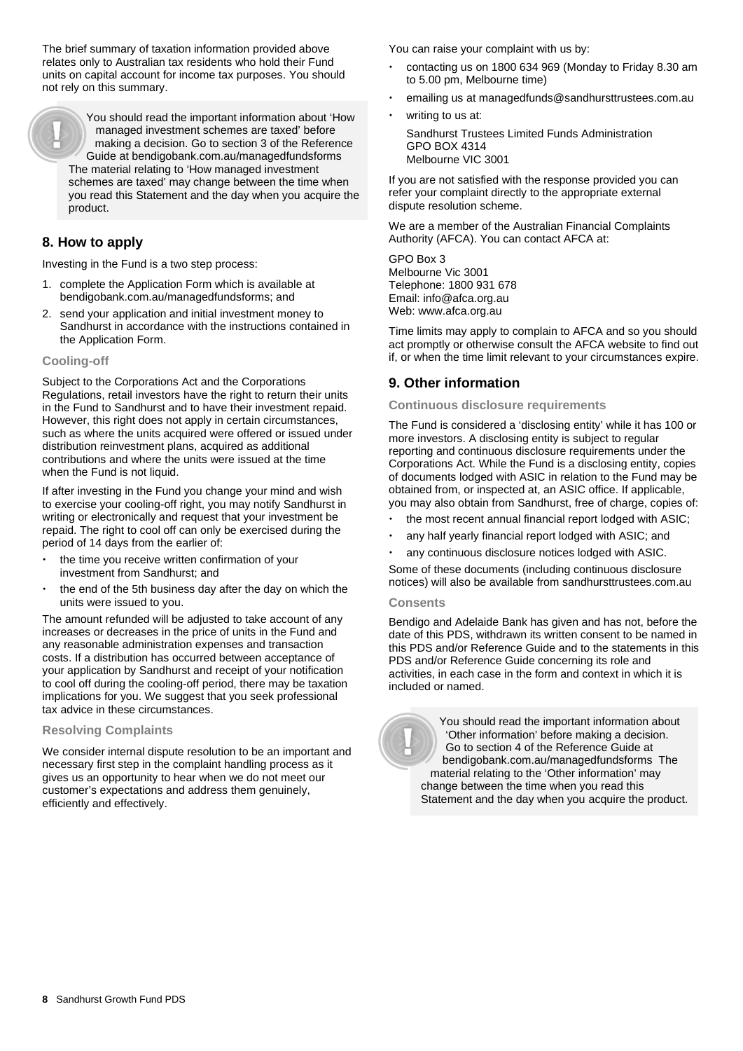The brief summary of taxation information provided above relates only to Australian tax residents who hold their Fund units on capital account for income tax purposes. You should not rely on this summary.

> You should read the important information about 'How managed investment schemes are taxed' before making a decision. Go to section 3 of the Reference Guide at bendigobank.com.au/managedfundsforms The material relating to 'How managed investment schemes are taxed' may change between the time when you read this Statement and the day when you acquire the product.

## 8. How to apply

Investing in the Fund is a two step process:

1. complete the Application Form which is available at bendigobank.com.au/managedfundsforms; and
2. send your application and initial investment money to Sandhurst in accordance with the instructions contained in the Application Form.

### Cooling-off

Subject to the Corporations Act and the Corporations Regulations, retail investors have the right to return their units in the Fund to Sandhurst and to have their investment repaid. However, this right does not apply in certain circumstances, such as where the units acquired were offered or issued under distribution reinvestment plans, acquired as additional contributions and where the units were issued at the time when the Fund is not liquid.

If after investing in the Fund you change your mind and wish to exercise your cooling-off right, you may notify Sandhurst in writing or electronically and request that your investment be repaid. The right to cool off can only be exercised during the period of 14 days from the earlier of:

- the time you receive written confirmation of your investment from Sandhurst; and
- the end of the 5th business day after the day on which the units were issued to you.

The amount refunded will be adjusted to take account of any increases or decreases in the price of units in the Fund and any reasonable administration expenses and transaction costs. If a distribution has occurred between acceptance of your application by Sandhurst and receipt of your notification to cool off during the cooling-off period, there may be taxation implications for you. We suggest that you seek professional tax advice in these circumstances.

### Resolving Complaints

We consider internal dispute resolution to be an important and necessary first step in the complaint handling process as it gives us an opportunity to hear when we do not meet our customer's expectations and address them genuinely, efficiently and effectively.

You can raise your complaint with us by:

- contacting us on 1800 634 969 (Monday to Friday 8.30 am to 5.00 pm, Melbourne time)
- emailing us at managedfunds@sandhursttrustees.com.au
- writing to us at:

  Sandhurst Trustees Limited Funds Administration
  GPO BOX 4314
  Melbourne VIC 3001

If you are not satisfied with the response provided you can refer your complaint directly to the appropriate external dispute resolution scheme.

We are a member of the Australian Financial Complaints Authority (AFCA). You can contact AFCA at:

GPO Box 3
Melbourne Vic 3001
Telephone: 1800 931 678
Email: info@afca.org.au
Web: www.afca.org.au

Time limits may apply to complain to AFCA and so you should act promptly or otherwise consult the AFCA website to find out if, or when the time limit relevant to your circumstances expire.

## 9. Other information

### Continuous disclosure requirements

The Fund is considered a 'disclosing entity' while it has 100 or more investors. A disclosing entity is subject to regular reporting and continuous disclosure requirements under the Corporations Act. While the Fund is a disclosing entity, copies of documents lodged with ASIC in relation to the Fund may be obtained from, or inspected at, an ASIC office. If applicable, you may also obtain from Sandhurst, free of charge, copies of:

- the most recent annual financial report lodged with ASIC;
- any half yearly financial report lodged with ASIC; and
- any continuous disclosure notices lodged with ASIC.

Some of these documents (including continuous disclosure notices) will also be available from sandhursttrustees.com.au

### Consents

Bendigo and Adelaide Bank has given and has not, before the date of this PDS, withdrawn its written consent to be named in this PDS and/or Reference Guide and to the statements in this PDS and/or Reference Guide concerning its role and activities, in each case in the form and context in which it is included or named.

> You should read the important information about 'Other information' before making a decision. Go to section 4 of the Reference Guide at bendigobank.com.au/managedfundsforms The material relating to the 'Other information' may change between the time when you read this Statement and the day when you acquire the product.